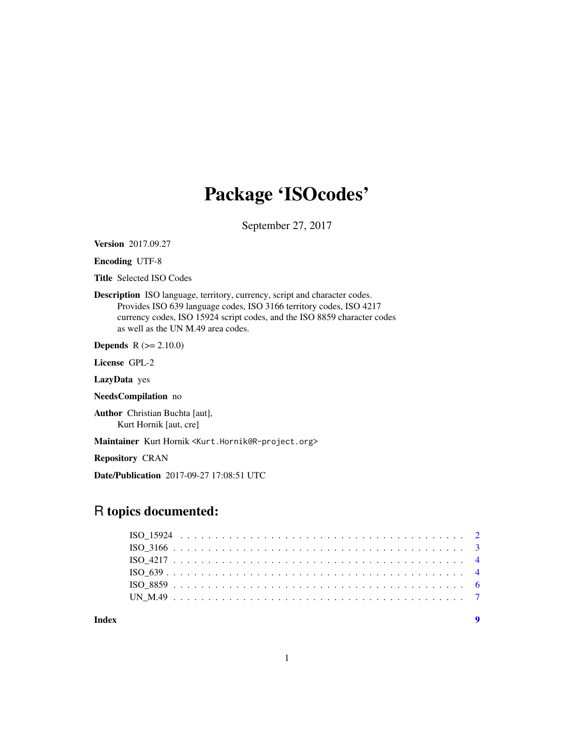# Package 'ISOcodes'

September 27, 2017

**Version** 2017.09.27

**Encoding** UTF-8

**Title** Selected ISO Codes

**Description** ISO language, territory, currency, script and character codes. Provides ISO 639 language codes, ISO 3166 territory codes, ISO 4217 currency codes, ISO 15924 script codes, and the ISO 8859 character codes as well as the UN M.49 area codes.

**Depends** R (>= 2.10.0)

**License** GPL-2

**LazyData** yes

**NeedsCompilation** no

**Author** Christian Buchta [aut], Kurt Hornik [aut, cre]

**Maintainer** Kurt Hornik <Kurt.Hornik@R-project.org>

**Repository** CRAN

**Date/Publication** 2017-09-27 17:08:51 UTC

## R topics documented:

- ISO_15924 . . . . . 2
- ISO_3166 . . . . . 3
- ISO_4217 . . . . . 4
- ISO_639 . . . . . 4
- ISO_8859 . . . . . 6
- UN_M.49 . . . . . 7

**Index** 9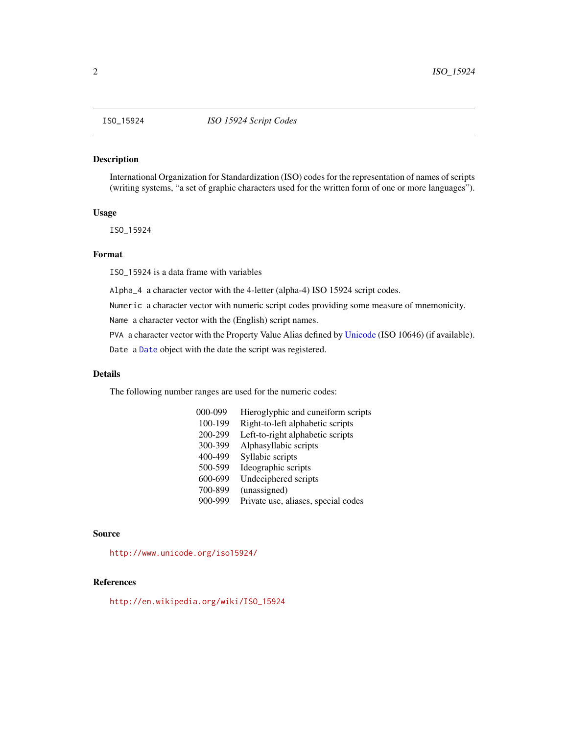ISO_15924 *ISO 15924 Script Codes*

## Description

International Organization for Standardization (ISO) codes for the representation of names of scripts (writing systems, "a set of graphic characters used for the written form of one or more languages").

## Usage

```
ISO_15924
```

## Format

`ISO_15924` is a data frame with variables

`Alpha_4` a character vector with the 4-letter (alpha-4) ISO 15924 script codes.

`Numeric` a character vector with numeric script codes providing some measure of mnemonicity.

`Name` a character vector with the (English) script names.

`PVA` a character vector with the Property Value Alias defined by Unicode (ISO 10646) (if available).

`Date` a `Date` object with the date the script was registered.

## Details

The following number ranges are used for the numeric codes:

| | |
|---|---|
| 000-099 | Hieroglyphic and cuneiform scripts |
| 100-199 | Right-to-left alphabetic scripts |
| 200-299 | Left-to-right alphabetic scripts |
| 300-399 | Alphasyllabic scripts |
| 400-499 | Syllabic scripts |
| 500-599 | Ideographic scripts |
| 600-699 | Undeciphered scripts |
| 700-899 | (unassigned) |
| 900-999 | Private use, aliases, special codes |

## Source

http://www.unicode.org/iso15924/

## References

http://en.wikipedia.org/wiki/ISO_15924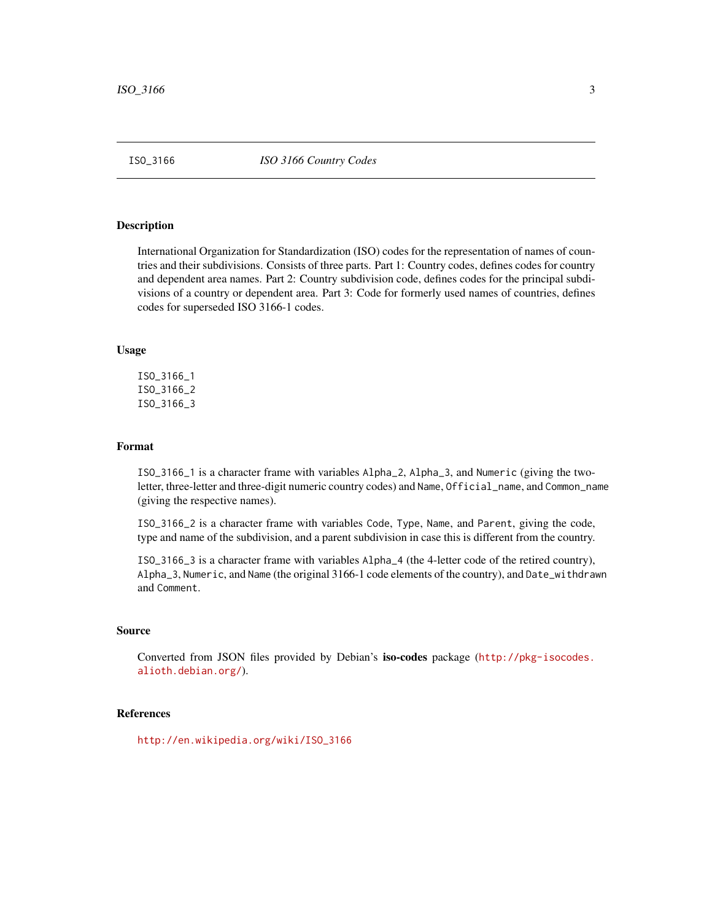ISO_3166 *ISO 3166 Country Codes*

## Description

International Organization for Standardization (ISO) codes for the representation of names of countries and their subdivisions. Consists of three parts. Part 1: Country codes, defines codes for country and dependent area names. Part 2: Country subdivision code, defines codes for the principal subdivisions of a country or dependent area. Part 3: Code for formerly used names of countries, defines codes for superseded ISO 3166-1 codes.

## Usage

```
ISO_3166_1
ISO_3166_2
ISO_3166_3
```

## Format

`ISO_3166_1` is a character frame with variables `Alpha_2`, `Alpha_3`, and `Numeric` (giving the two-letter, three-letter and three-digit numeric country codes) and `Name`, `Official_name`, and `Common_name` (giving the respective names).

`ISO_3166_2` is a character frame with variables `Code`, `Type`, `Name`, and `Parent`, giving the code, type and name of the subdivision, and a parent subdivision in case this is different from the country.

`ISO_3166_3` is a character frame with variables `Alpha_4` (the 4-letter code of the retired country), `Alpha_3`, `Numeric`, and `Name` (the original 3166-1 code elements of the country), and `Date_withdrawn` and `Comment`.

## Source

Converted from JSON files provided by Debian's **iso-codes** package (http://pkg-isocodes.alioth.debian.org/).

## References

http://en.wikipedia.org/wiki/ISO_3166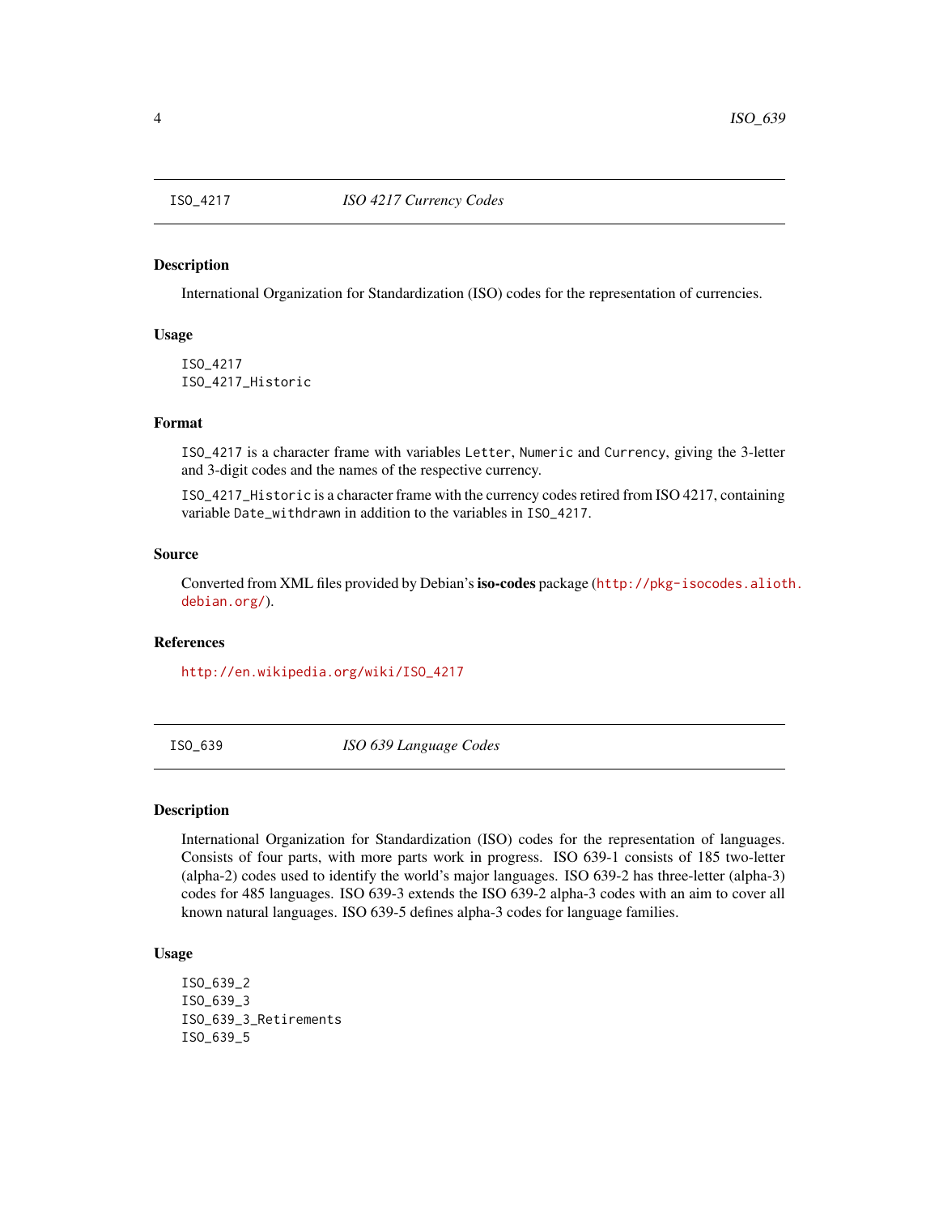## ISO_4217 — *ISO 4217 Currency Codes*

### Description

International Organization for Standardization (ISO) codes for the representation of currencies.

### Usage

```
ISO_4217
ISO_4217_Historic
```

### Format

`ISO_4217` is a character frame with variables `Letter`, `Numeric` and `Currency`, giving the 3-letter and 3-digit codes and the names of the respective currency.

`ISO_4217_Historic` is a character frame with the currency codes retired from ISO 4217, containing variable `Date_withdrawn` in addition to the variables in `ISO_4217`.

### Source

Converted from XML files provided by Debian's **iso-codes** package (http://pkg-isocodes.alioth.debian.org/).

### References

http://en.wikipedia.org/wiki/ISO_4217

## ISO_639 — *ISO 639 Language Codes*

### Description

International Organization for Standardization (ISO) codes for the representation of languages. Consists of four parts, with more parts work in progress. ISO 639-1 consists of 185 two-letter (alpha-2) codes used to identify the world's major languages. ISO 639-2 has three-letter (alpha-3) codes for 485 languages. ISO 639-3 extends the ISO 639-2 alpha-3 codes with an aim to cover all known natural languages. ISO 639-5 defines alpha-3 codes for language families.

### Usage

```
ISO_639_2
ISO_639_3
ISO_639_3_Retirements
ISO_639_5
```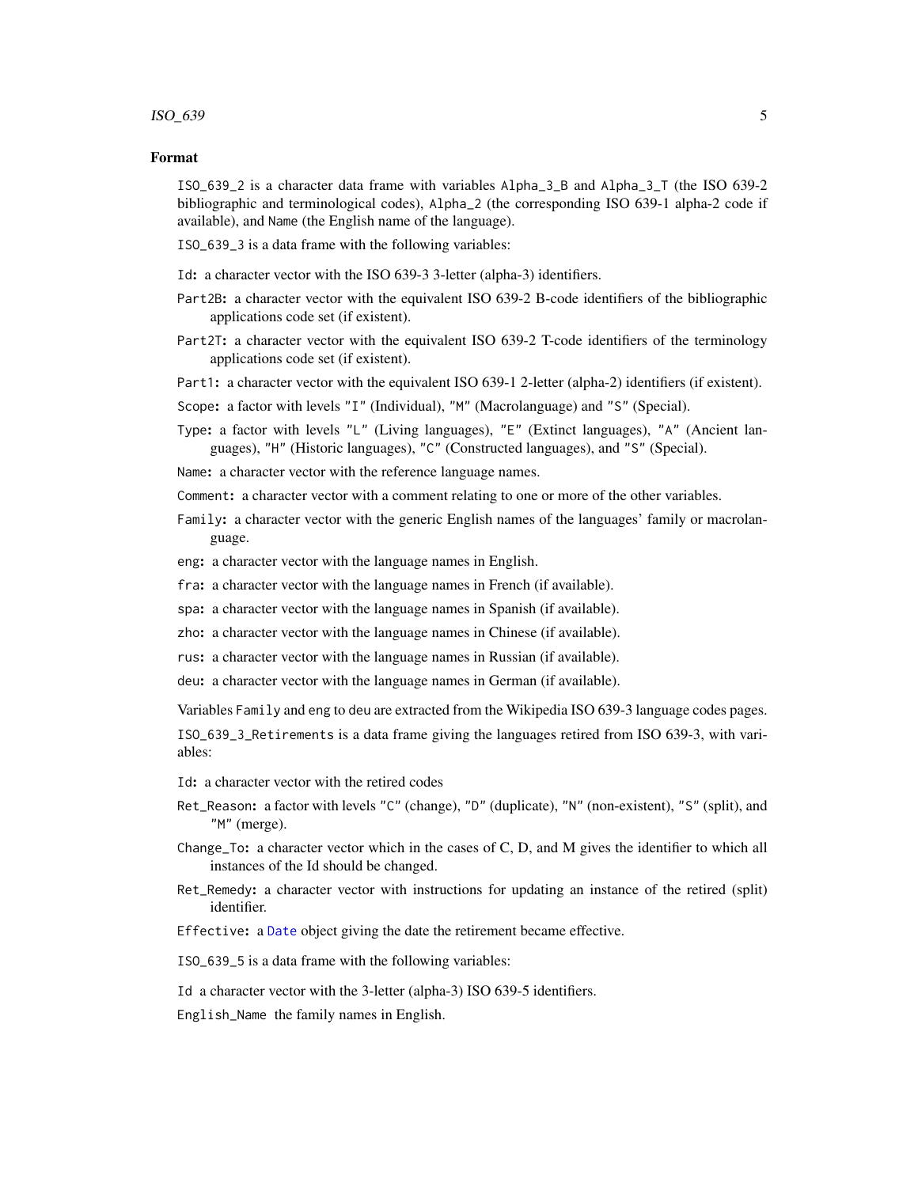## Format

`ISO_639_2` is a character data frame with variables `Alpha_3_B` and `Alpha_3_T` (the ISO 639-2 bibliographic and terminological codes), `Alpha_2` (the corresponding ISO 639-1 alpha-2 code if available), and `Name` (the English name of the language).

`ISO_639_3` is a data frame with the following variables:

**`Id`:** a character vector with the ISO 639-3 3-letter (alpha-3) identifiers.

**`Part2B`:** a character vector with the equivalent ISO 639-2 B-code identifiers of the bibliographic applications code set (if existent).

**`Part2T`:** a character vector with the equivalent ISO 639-2 T-code identifiers of the terminology applications code set (if existent).

**`Part1`:** a character vector with the equivalent ISO 639-1 2-letter (alpha-2) identifiers (if existent).

**`Scope`:** a factor with levels `"I"` (Individual), `"M"` (Macrolanguage) and `"S"` (Special).

**`Type`:** a factor with levels `"L"` (Living languages), `"E"` (Extinct languages), `"A"` (Ancient languages), `"H"` (Historic languages), `"C"` (Constructed languages), and `"S"` (Special).

**`Name`:** a character vector with the reference language names.

**`Comment`:** a character vector with a comment relating to one or more of the other variables.

**`Family`:** a character vector with the generic English names of the languages' family or macrolanguage.

**`eng`:** a character vector with the language names in English.

**`fra`:** a character vector with the language names in French (if available).

**`spa`:** a character vector with the language names in Spanish (if available).

**`zho`:** a character vector with the language names in Chinese (if available).

**`rus`:** a character vector with the language names in Russian (if available).

**`deu`:** a character vector with the language names in German (if available).

Variables `Family` and `eng` to `deu` are extracted from the Wikipedia ISO 639-3 language codes pages.

`ISO_639_3_Retirements` is a data frame giving the languages retired from ISO 639-3, with variables:

**`Id`:** a character vector with the retired codes

**`Ret_Reason`:** a factor with levels `"C"` (change), `"D"` (duplicate), `"N"` (non-existent), `"S"` (split), and `"M"` (merge).

**`Change_To`:** a character vector which in the cases of C, D, and M gives the identifier to which all instances of the Id should be changed.

**`Ret_Remedy`:** a character vector with instructions for updating an instance of the retired (split) identifier.

**`Effective`:** a `Date` object giving the date the retirement became effective.

`ISO_639_5` is a data frame with the following variables:

`Id` a character vector with the 3-letter (alpha-3) ISO 639-5 identifiers.

`English_Name` the family names in English.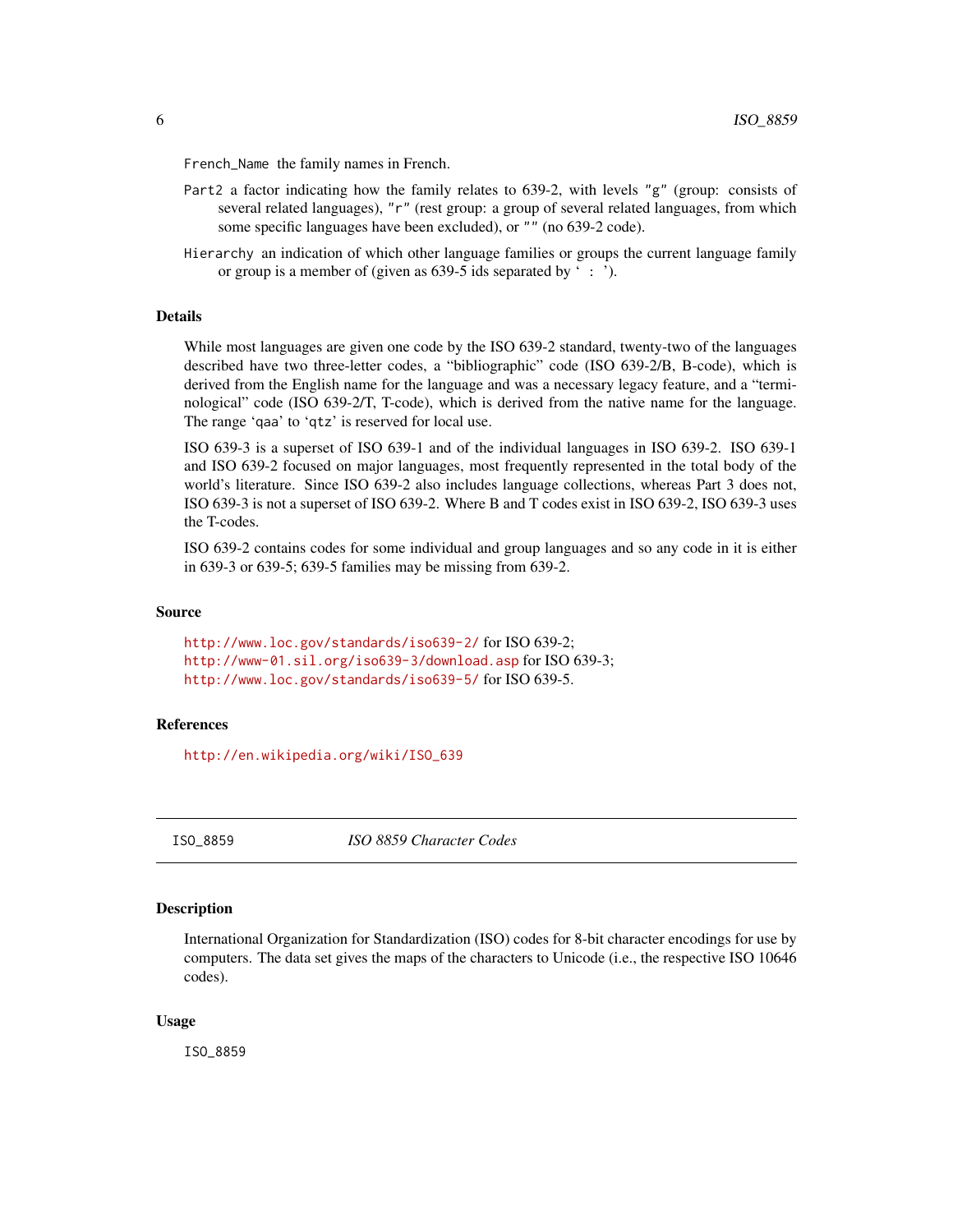`French_Name` the family names in French.

`Part2` a factor indicating how the family relates to 639-2, with levels `"g"` (group: consists of several related languages), `"r"` (rest group: a group of several related languages, from which some specific languages have been excluded), or `""` (no 639-2 code).

`Hierarchy` an indication of which other language families or groups the current language family or group is a member of (given as 639-5 ids separated by ‘ : ’).

## Details

While most languages are given one code by the ISO 639-2 standard, twenty-two of the languages described have two three-letter codes, a “bibliographic” code (ISO 639-2/B, B-code), which is derived from the English name for the language and was a necessary legacy feature, and a “terminological” code (ISO 639-2/T, T-code), which is derived from the native name for the language. The range ‘qaa’ to ‘qtz’ is reserved for local use.

ISO 639-3 is a superset of ISO 639-1 and of the individual languages in ISO 639-2. ISO 639-1 and ISO 639-2 focused on major languages, most frequently represented in the total body of the world’s literature. Since ISO 639-2 also includes language collections, whereas Part 3 does not, ISO 639-3 is not a superset of ISO 639-2. Where B and T codes exist in ISO 639-2, ISO 639-3 uses the T-codes.

ISO 639-2 contains codes for some individual and group languages and so any code in it is either in 639-3 or 639-5; 639-5 families may be missing from 639-2.

## Source

http://www.loc.gov/standards/iso639-2/ for ISO 639-2;
http://www-01.sil.org/iso639-3/download.asp for ISO 639-3;
http://www.loc.gov/standards/iso639-5/ for ISO 639-5.

## References

http://en.wikipedia.org/wiki/ISO_639

---

# ISO_8859 — *ISO 8859 Character Codes*

## Description

International Organization for Standardization (ISO) codes for 8-bit character encodings for use by computers. The data set gives the maps of the characters to Unicode (i.e., the respective ISO 10646 codes).

## Usage

```
ISO_8859
```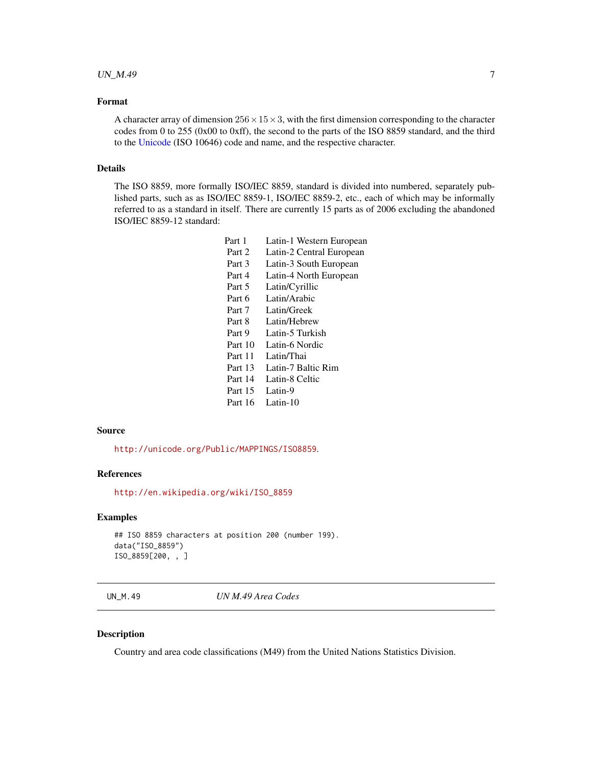### Format

A character array of dimension $256 \times 15 \times 3$, with the first dimension corresponding to the character codes from 0 to 255 (0x00 to 0xff), the second to the parts of the ISO 8859 standard, and the third to the Unicode (ISO 10646) code and name, and the respective character.

### Details

The ISO 8859, more formally ISO/IEC 8859, standard is divided into numbered, separately published parts, such as as ISO/IEC 8859-1, ISO/IEC 8859-2, etc., each of which may be informally referred to as a standard in itself. There are currently 15 parts as of 2006 excluding the abandoned ISO/IEC 8859-12 standard:

| | |
|---|---|
| Part 1 | Latin-1 Western European |
| Part 2 | Latin-2 Central European |
| Part 3 | Latin-3 South European |
| Part 4 | Latin-4 North European |
| Part 5 | Latin/Cyrillic |
| Part 6 | Latin/Arabic |
| Part 7 | Latin/Greek |
| Part 8 | Latin/Hebrew |
| Part 9 | Latin-5 Turkish |
| Part 10 | Latin-6 Nordic |
| Part 11 | Latin/Thai |
| Part 13 | Latin-7 Baltic Rim |
| Part 14 | Latin-8 Celtic |
| Part 15 | Latin-9 |
| Part 16 | Latin-10 |

### Source

http://unicode.org/Public/MAPPINGS/ISO8859.

### References

http://en.wikipedia.org/wiki/ISO_8859

### Examples

```
## ISO 8859 characters at position 200 (number 199).
data("ISO_8859")
ISO_8859[200, , ]
```

---

## UN_M.49 &nbsp;&nbsp;&nbsp;&nbsp; *UN M.49 Area Codes*

---

### Description

Country and area code classifications (M49) from the United Nations Statistics Division.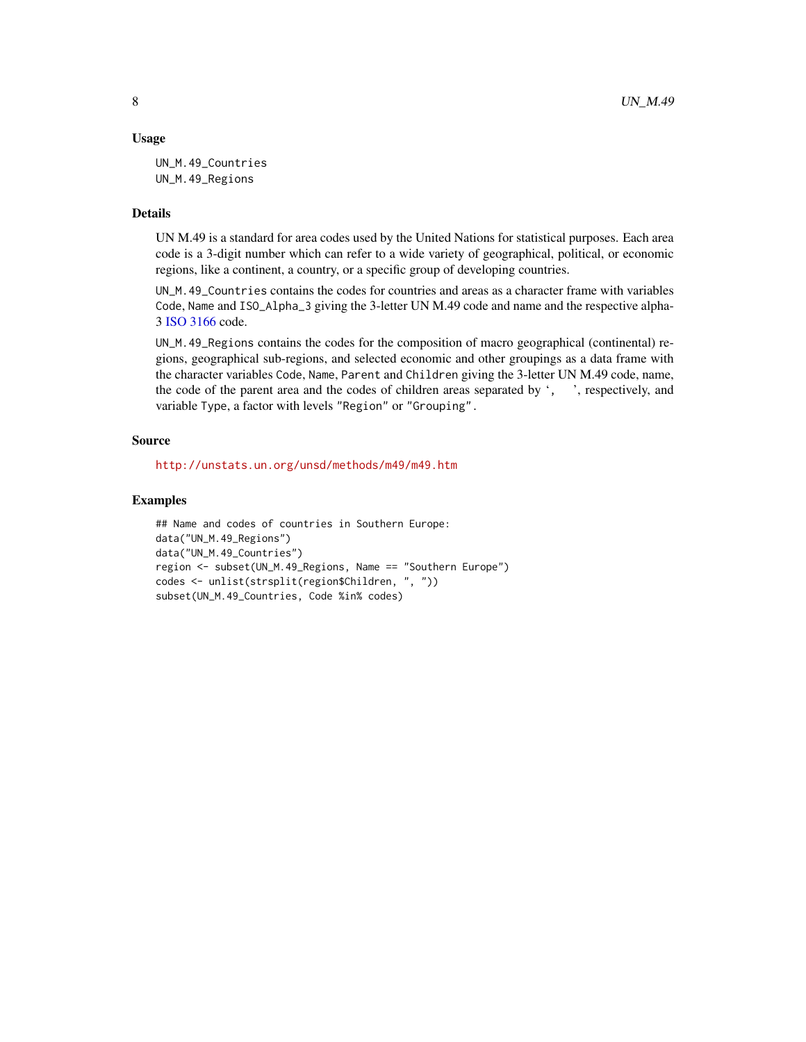### Usage

```
UN_M.49_Countries
UN_M.49_Regions
```

### Details

UN M.49 is a standard for area codes used by the United Nations for statistical purposes. Each area code is a 3-digit number which can refer to a wide variety of geographical, political, or economic regions, like a continent, a country, or a specific group of developing countries.

`UN_M.49_Countries` contains the codes for countries and areas as a character frame with variables `Code`, `Name` and `ISO_Alpha_3` giving the 3-letter UN M.49 code and name and the respective alpha-3 ISO 3166 code.

`UN_M.49_Regions` contains the codes for the composition of macro geographical (continental) regions, geographical sub-regions, and selected economic and other groupings as a data frame with the character variables `Code`, `Name`, `Parent` and `Children` giving the 3-letter UN M.49 code, name, the code of the parent area and the codes of children areas separated by ‘`, `’, respectively, and variable `Type`, a factor with levels `"Region"` or `"Grouping"`.

### Source

http://unstats.un.org/unsd/methods/m49/m49.htm

### Examples

```
## Name and codes of countries in Southern Europe:
data("UN_M.49_Regions")
data("UN_M.49_Countries")
region <- subset(UN_M.49_Regions, Name == "Southern Europe")
codes <- unlist(strsplit(region$Children, ", "))
subset(UN_M.49_Countries, Code %in% codes)
```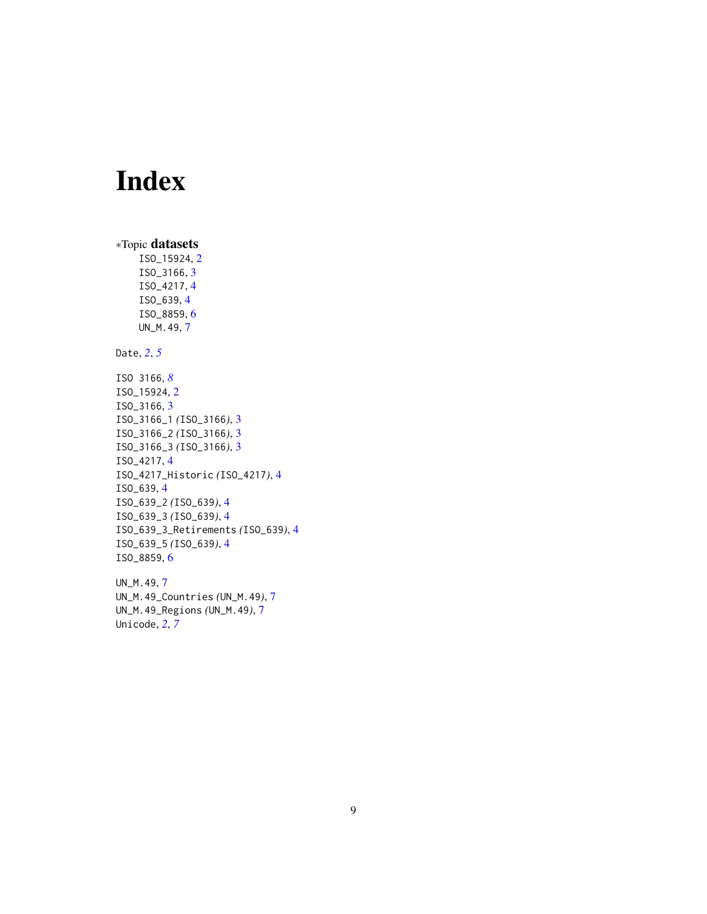# Index

∗Topic **datasets**
  ISO_15924, 2
  ISO_3166, 3
  ISO_4217, 4
  ISO_639, 4
  ISO_8859, 6
  UN_M.49, 7

Date, *2*, *5*

ISO 3166, *8*
ISO_15924, 2
ISO_3166, 3
ISO_3166_1 *(*ISO_3166*)*, 3
ISO_3166_2 *(*ISO_3166*)*, 3
ISO_3166_3 *(*ISO_3166*)*, 3
ISO_4217, 4
ISO_4217_Historic *(*ISO_4217*)*, 4
ISO_639, 4
ISO_639_2 *(*ISO_639*)*, 4
ISO_639_3 *(*ISO_639*)*, 4
ISO_639_3_Retirements *(*ISO_639*)*, 4
ISO_639_5 *(*ISO_639*)*, 4
ISO_8859, 6

UN_M.49, 7
UN_M.49_Countries *(*UN_M.49*)*, 7
UN_M.49_Regions *(*UN_M.49*)*, 7
Unicode, *2*, *7*